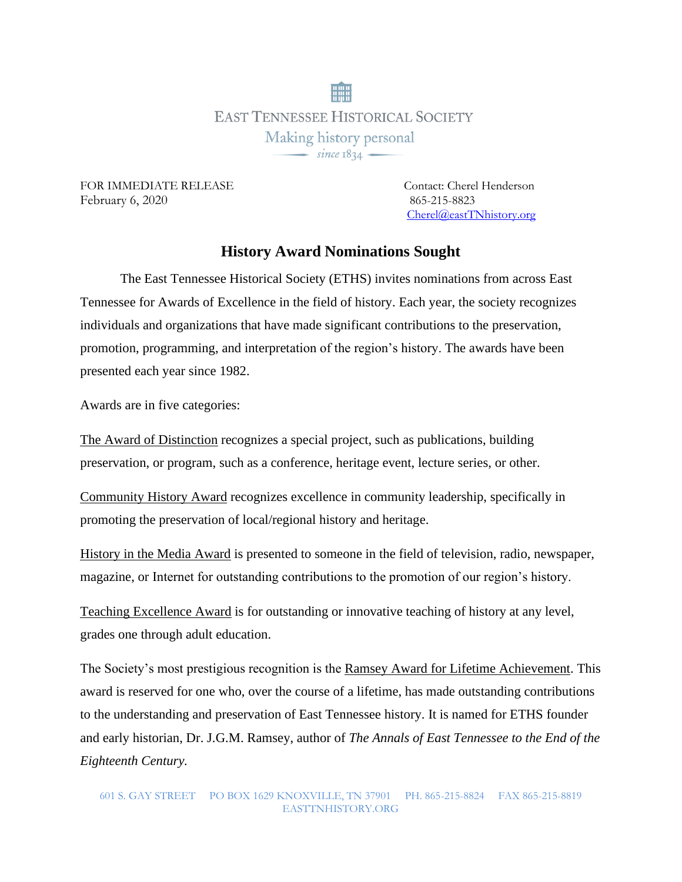EAST TENNESSEE HISTORICAL SOCIETY

Making history personal

since 1834

FOR IMMEDIATE RELEASE
February 6, 2020

Contact: Cherel Henderson
865-215-8823
Cherel@eastTNhistory.org

# History Award Nominations Sought

The East Tennessee Historical Society (ETHS) invites nominations from across East Tennessee for Awards of Excellence in the field of history. Each year, the society recognizes individuals and organizations that have made significant contributions to the preservation, promotion, programming, and interpretation of the region's history. The awards have been presented each year since 1982.

Awards are in five categories:

The Award of Distinction recognizes a special project, such as publications, building preservation, or program, such as a conference, heritage event, lecture series, or other.

Community History Award recognizes excellence in community leadership, specifically in promoting the preservation of local/regional history and heritage.

History in the Media Award is presented to someone in the field of television, radio, newspaper, magazine, or Internet for outstanding contributions to the promotion of our region's history.

Teaching Excellence Award is for outstanding or innovative teaching of history at any level, grades one through adult education.

The Society's most prestigious recognition is the Ramsey Award for Lifetime Achievement. This award is reserved for one who, over the course of a lifetime, has made outstanding contributions to the understanding and preservation of East Tennessee history. It is named for ETHS founder and early historian, Dr. J.G.M. Ramsey, author of *The Annals of East Tennessee to the End of the Eighteenth Century.*

601 S. GAY STREET PO BOX 1629 KNOXVILLE, TN 37901 PH. 865-215-8824 FAX 865-215-8819
EASTTNHISTORY.ORG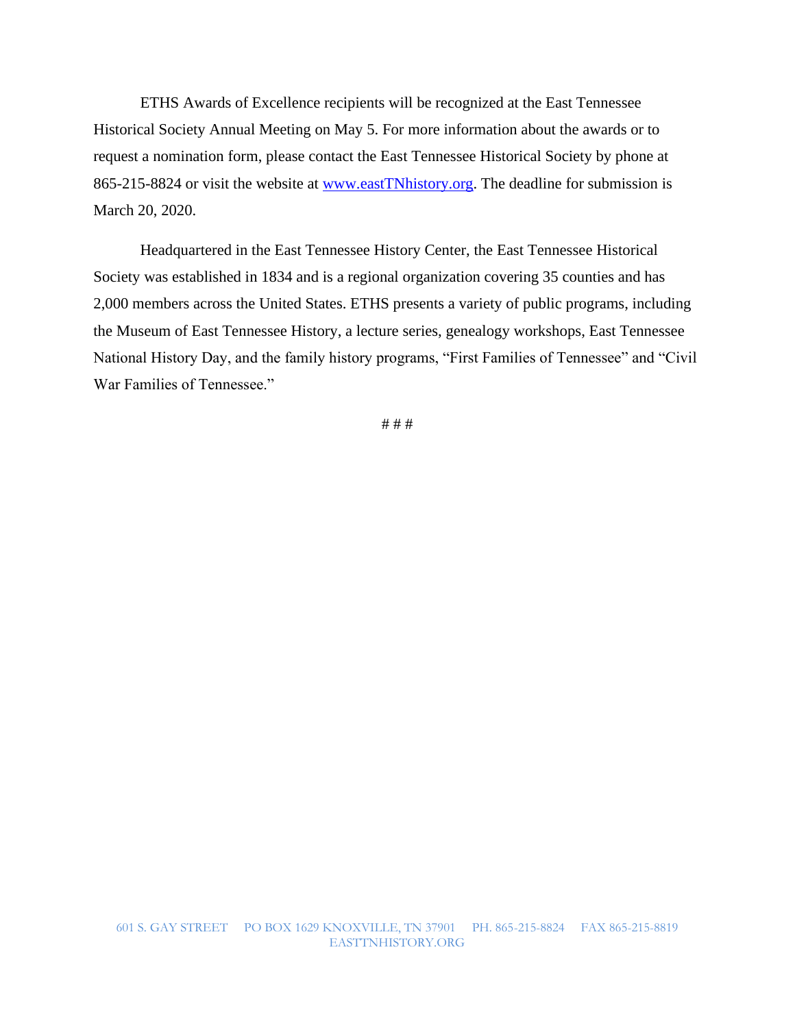ETHS Awards of Excellence recipients will be recognized at the East Tennessee Historical Society Annual Meeting on May 5. For more information about the awards or to request a nomination form, please contact the East Tennessee Historical Society by phone at 865-215-8824 or visit the website at www.eastTNhistory.org. The deadline for submission is March 20, 2020.

Headquartered in the East Tennessee History Center, the East Tennessee Historical Society was established in 1834 and is a regional organization covering 35 counties and has 2,000 members across the United States. ETHS presents a variety of public programs, including the Museum of East Tennessee History, a lecture series, genealogy workshops, East Tennessee National History Day, and the family history programs, "First Families of Tennessee" and "Civil War Families of Tennessee."

# # #